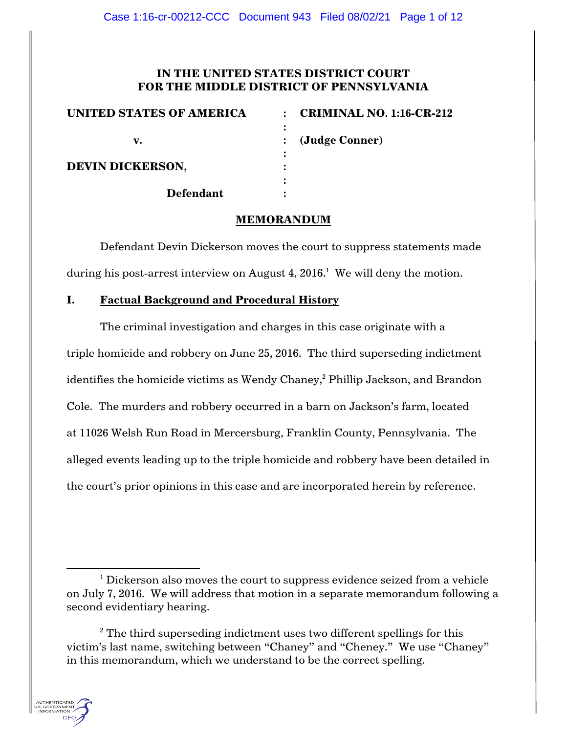**IN THE UNITED STATES DISTRICT COURT**
**FOR THE MIDDLE DISTRICT OF PENNSYLVANIA**

| | | |
|---|---|---|
| **UNITED STATES OF AMERICA** | : | **CRIMINAL NO. 1:16-CR-212** |
| | : | |
| **v.** | : | **(Judge Conner)** |
| | : | |
| **DEVIN DICKERSON,** | : | |
| | : | |
| **Defendant** | : | |

## MEMORANDUM

Defendant Devin Dickerson moves the court to suppress statements made during his post-arrest interview on August 4, 2016.[1] We will deny the motion.

## I. Factual Background and Procedural History

The criminal investigation and charges in this case originate with a triple homicide and robbery on June 25, 2016. The third superseding indictment identifies the homicide victims as Wendy Chaney,[2] Phillip Jackson, and Brandon Cole. The murders and robbery occurred in a barn on Jackson's farm, located at 11026 Welsh Run Road in Mercersburg, Franklin County, Pennsylvania. The alleged events leading up to the triple homicide and robbery have been detailed in the court's prior opinions in this case and are incorporated herein by reference.

---

[1] Dickerson also moves the court to suppress evidence seized from a vehicle on July 7, 2016. We will address that motion in a separate memorandum following a second evidentiary hearing.

[2] The third superseding indictment uses two different spellings for this victim's last name, switching between "Chaney" and "Cheney." We use "Chaney" in this memorandum, which we understand to be the correct spelling.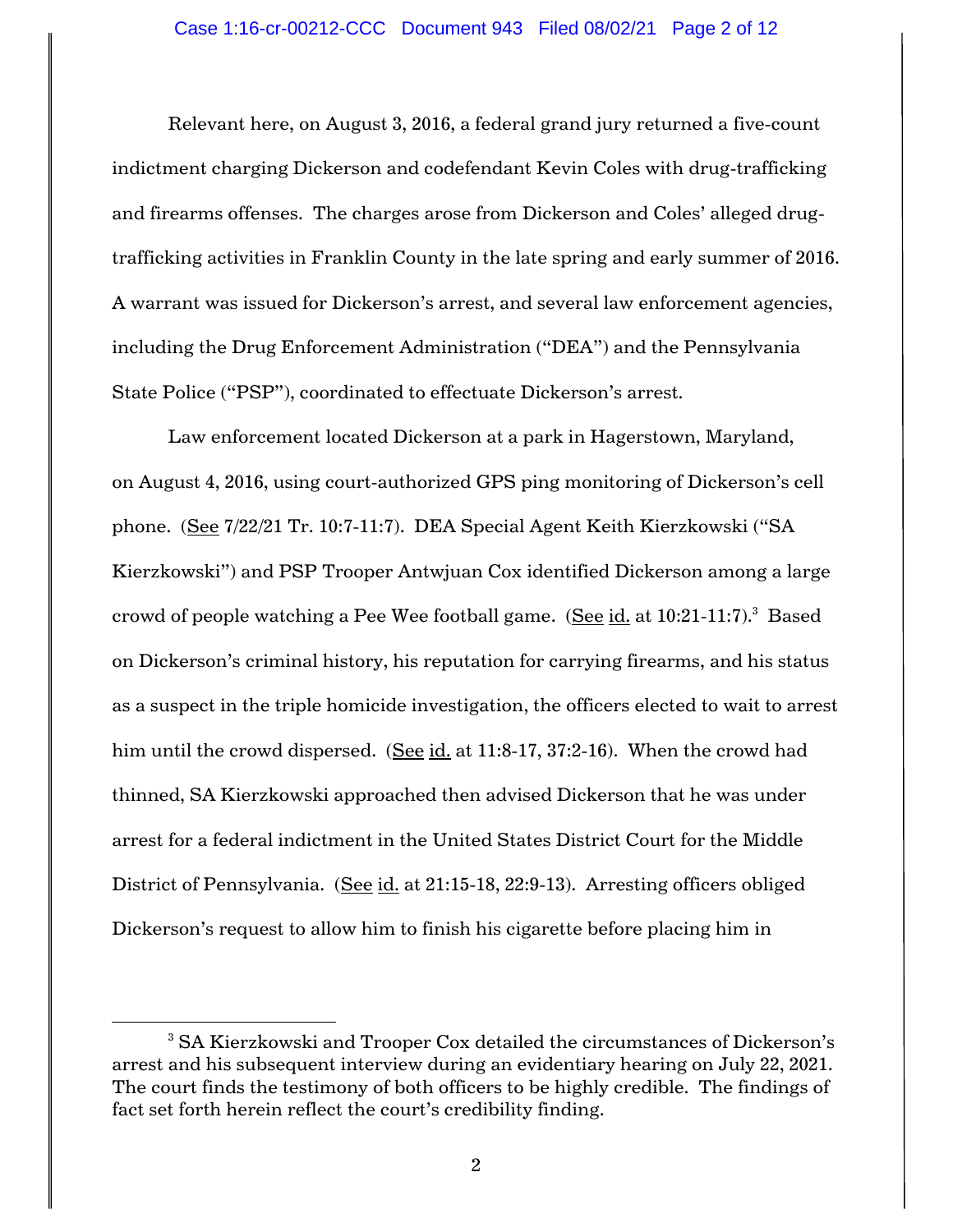Relevant here, on August 3, 2016, a federal grand jury returned a five-count indictment charging Dickerson and codefendant Kevin Coles with drug-trafficking and firearms offenses. The charges arose from Dickerson and Coles' alleged drug-trafficking activities in Franklin County in the late spring and early summer of 2016. A warrant was issued for Dickerson's arrest, and several law enforcement agencies, including the Drug Enforcement Administration ("DEA") and the Pennsylvania State Police ("PSP"), coordinated to effectuate Dickerson's arrest.

Law enforcement located Dickerson at a park in Hagerstown, Maryland, on August 4, 2016, using court-authorized GPS ping monitoring of Dickerson's cell phone. (See 7/22/21 Tr. 10:7-11:7). DEA Special Agent Keith Kierzkowski ("SA Kierzkowski") and PSP Trooper Antwjuan Cox identified Dickerson among a large crowd of people watching a Pee Wee football game. (See id. at 10:21-11:7).[3] Based on Dickerson's criminal history, his reputation for carrying firearms, and his status as a suspect in the triple homicide investigation, the officers elected to wait to arrest him until the crowd dispersed. (See id. at 11:8-17, 37:2-16). When the crowd had thinned, SA Kierzkowski approached then advised Dickerson that he was under arrest for a federal indictment in the United States District Court for the Middle District of Pennsylvania. (See id. at 21:15-18, 22:9-13). Arresting officers obliged Dickerson's request to allow him to finish his cigarette before placing him in

[3] SA Kierzkowski and Trooper Cox detailed the circumstances of Dickerson's arrest and his subsequent interview during an evidentiary hearing on July 22, 2021. The court finds the testimony of both officers to be highly credible. The findings of fact set forth herein reflect the court's credibility finding.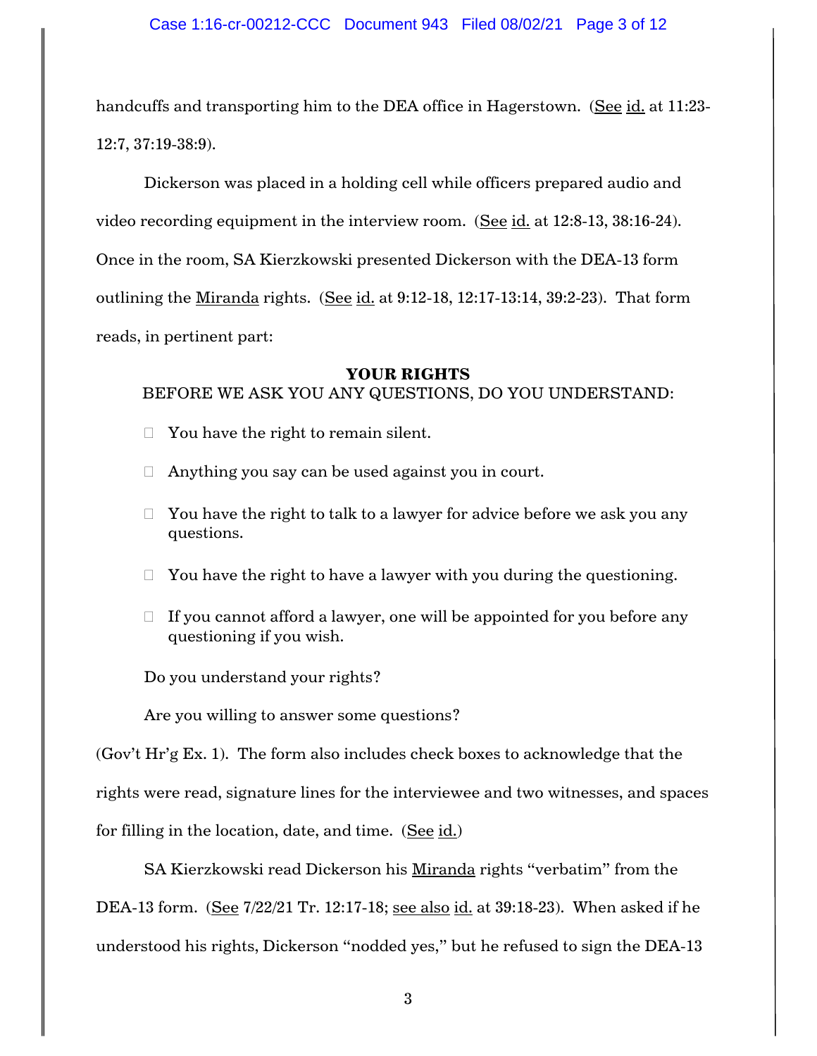handcuffs and transporting him to the DEA office in Hagerstown. (See id. at 11:23-12:7, 37:19-38:9).

Dickerson was placed in a holding cell while officers prepared audio and video recording equipment in the interview room. (See id. at 12:8-13, 38:16-24). Once in the room, SA Kierzkowski presented Dickerson with the DEA-13 form outlining the Miranda rights. (See id. at 9:12-18, 12:17-13:14, 39:2-23). That form reads, in pertinent part:

**YOUR RIGHTS**

BEFORE WE ASK YOU ANY QUESTIONS, DO YOU UNDERSTAND:

- You have the right to remain silent.
- Anything you say can be used against you in court.
- You have the right to talk to a lawyer for advice before we ask you any questions.
- You have the right to have a lawyer with you during the questioning.
- If you cannot afford a lawyer, one will be appointed for you before any questioning if you wish.

Do you understand your rights?

Are you willing to answer some questions?

(Gov't Hr'g Ex. 1). The form also includes check boxes to acknowledge that the rights were read, signature lines for the interviewee and two witnesses, and spaces for filling in the location, date, and time. (See id.)

SA Kierzkowski read Dickerson his Miranda rights "verbatim" from the DEA-13 form. (See 7/22/21 Tr. 12:17-18; see also id. at 39:18-23). When asked if he understood his rights, Dickerson "nodded yes," but he refused to sign the DEA-13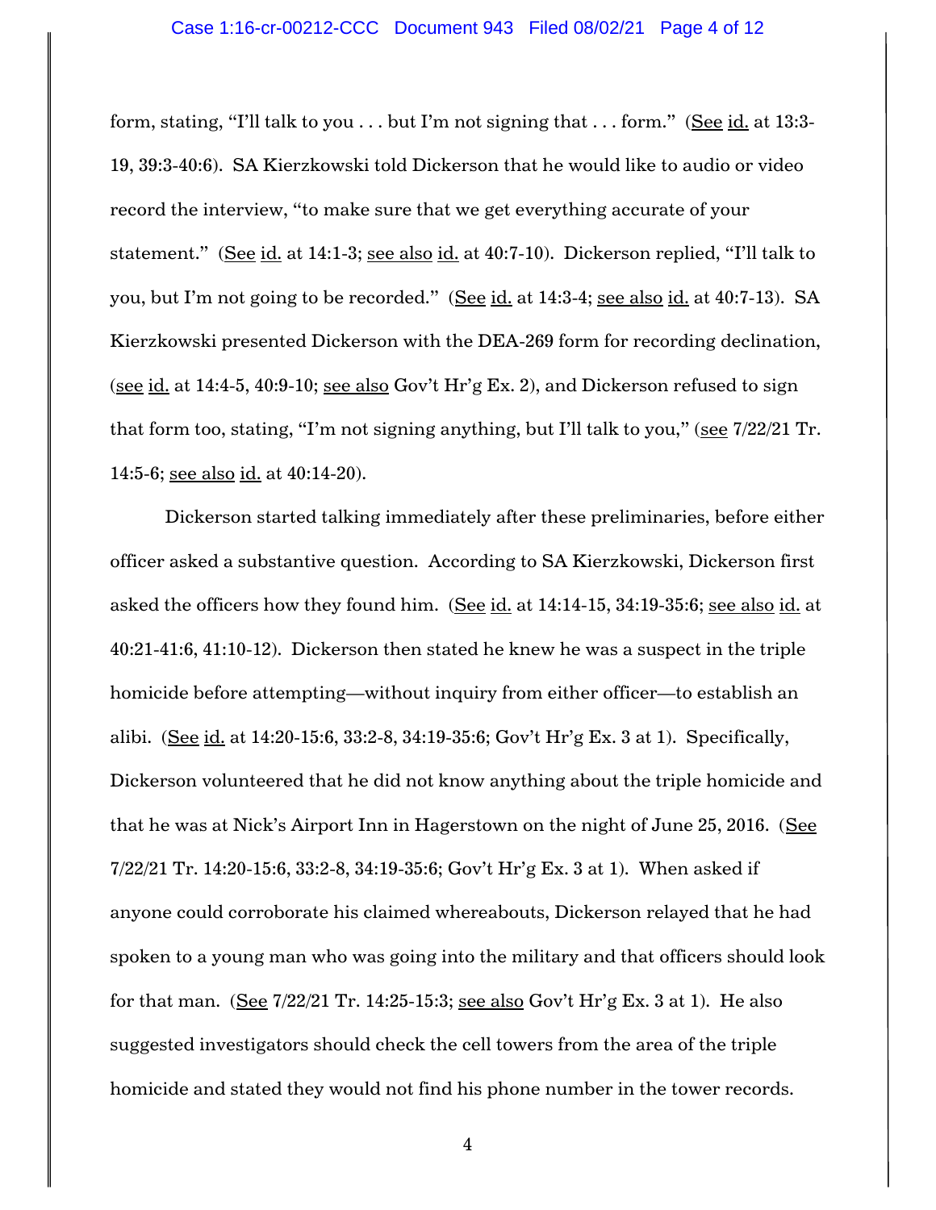form, stating, "I'll talk to you . . . but I'm not signing that . . . form." (See id. at 13:3-19, 39:3-40:6). SA Kierzkowski told Dickerson that he would like to audio or video record the interview, "to make sure that we get everything accurate of your statement." (See id. at 14:1-3; see also id. at 40:7-10). Dickerson replied, "I'll talk to you, but I'm not going to be recorded." (See id. at 14:3-4; see also id. at 40:7-13). SA Kierzkowski presented Dickerson with the DEA-269 form for recording declination, (see id. at 14:4-5, 40:9-10; see also Gov't Hr'g Ex. 2), and Dickerson refused to sign that form too, stating, "I'm not signing anything, but I'll talk to you," (see 7/22/21 Tr. 14:5-6; see also id. at 40:14-20).

Dickerson started talking immediately after these preliminaries, before either officer asked a substantive question. According to SA Kierzkowski, Dickerson first asked the officers how they found him. (See id. at 14:14-15, 34:19-35:6; see also id. at 40:21-41:6, 41:10-12). Dickerson then stated he knew he was a suspect in the triple homicide before attempting—without inquiry from either officer—to establish an alibi. (See id. at 14:20-15:6, 33:2-8, 34:19-35:6; Gov't Hr'g Ex. 3 at 1). Specifically, Dickerson volunteered that he did not know anything about the triple homicide and that he was at Nick's Airport Inn in Hagerstown on the night of June 25, 2016. (See 7/22/21 Tr. 14:20-15:6, 33:2-8, 34:19-35:6; Gov't Hr'g Ex. 3 at 1). When asked if anyone could corroborate his claimed whereabouts, Dickerson relayed that he had spoken to a young man who was going into the military and that officers should look for that man. (See 7/22/21 Tr. 14:25-15:3; see also Gov't Hr'g Ex. 3 at 1). He also suggested investigators should check the cell towers from the area of the triple homicide and stated they would not find his phone number in the tower records.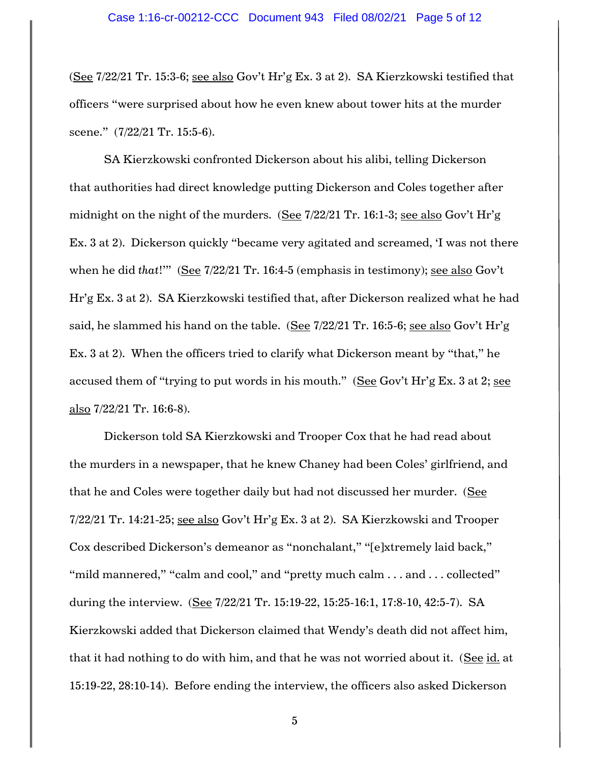(See 7/22/21 Tr. 15:3-6; see also Gov't Hr'g Ex. 3 at 2). SA Kierzkowski testified that officers "were surprised about how he even knew about tower hits at the murder scene." (7/22/21 Tr. 15:5-6).

SA Kierzkowski confronted Dickerson about his alibi, telling Dickerson that authorities had direct knowledge putting Dickerson and Coles together after midnight on the night of the murders. (See 7/22/21 Tr. 16:1-3; see also Gov't Hr'g Ex. 3 at 2). Dickerson quickly "became very agitated and screamed, 'I was not there when he did *that*!'" (See 7/22/21 Tr. 16:4-5 (emphasis in testimony); see also Gov't Hr'g Ex. 3 at 2). SA Kierzkowski testified that, after Dickerson realized what he had said, he slammed his hand on the table. (See 7/22/21 Tr. 16:5-6; see also Gov't Hr'g Ex. 3 at 2). When the officers tried to clarify what Dickerson meant by "that," he accused them of "trying to put words in his mouth." (See Gov't Hr'g Ex. 3 at 2; see also 7/22/21 Tr. 16:6-8).

Dickerson told SA Kierzkowski and Trooper Cox that he had read about the murders in a newspaper, that he knew Chaney had been Coles' girlfriend, and that he and Coles were together daily but had not discussed her murder. (See 7/22/21 Tr. 14:21-25; see also Gov't Hr'g Ex. 3 at 2). SA Kierzkowski and Trooper Cox described Dickerson's demeanor as "nonchalant," "[e]xtremely laid back," "mild mannered," "calm and cool," and "pretty much calm . . . and . . . collected" during the interview. (See 7/22/21 Tr. 15:19-22, 15:25-16:1, 17:8-10, 42:5-7). SA Kierzkowski added that Dickerson claimed that Wendy's death did not affect him, that it had nothing to do with him, and that he was not worried about it. (See id. at 15:19-22, 28:10-14). Before ending the interview, the officers also asked Dickerson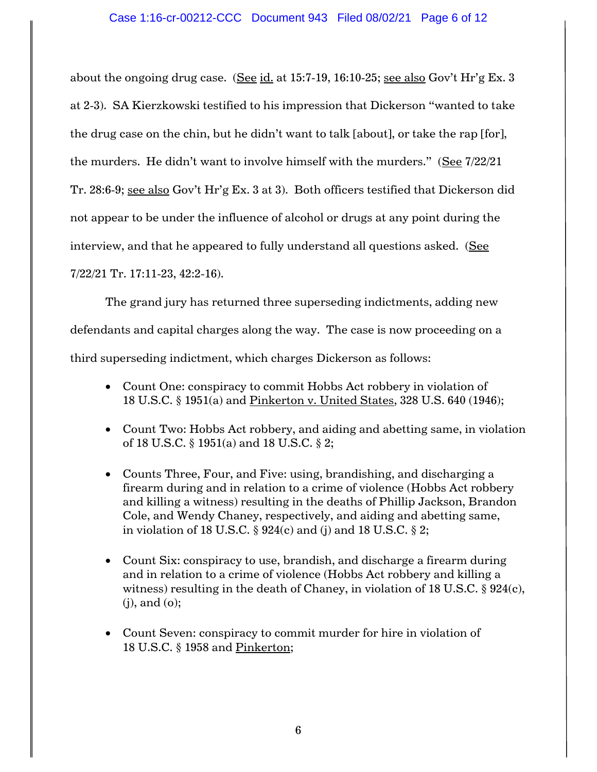about the ongoing drug case. (See id. at 15:7-19, 16:10-25; see also Gov't Hr'g Ex. 3 at 2-3). SA Kierzkowski testified to his impression that Dickerson "wanted to take the drug case on the chin, but he didn't want to talk [about], or take the rap [for], the murders. He didn't want to involve himself with the murders." (See 7/22/21 Tr. 28:6-9; see also Gov't Hr'g Ex. 3 at 3). Both officers testified that Dickerson did not appear to be under the influence of alcohol or drugs at any point during the interview, and that he appeared to fully understand all questions asked. (See 7/22/21 Tr. 17:11-23, 42:2-16).

The grand jury has returned three superseding indictments, adding new defendants and capital charges along the way. The case is now proceeding on a third superseding indictment, which charges Dickerson as follows:

- Count One: conspiracy to commit Hobbs Act robbery in violation of 18 U.S.C. § 1951(a) and Pinkerton v. United States, 328 U.S. 640 (1946);
- Count Two: Hobbs Act robbery, and aiding and abetting same, in violation of 18 U.S.C. § 1951(a) and 18 U.S.C. § 2;
- Counts Three, Four, and Five: using, brandishing, and discharging a firearm during and in relation to a crime of violence (Hobbs Act robbery and killing a witness) resulting in the deaths of Phillip Jackson, Brandon Cole, and Wendy Chaney, respectively, and aiding and abetting same, in violation of 18 U.S.C. § 924(c) and (j) and 18 U.S.C. § 2;
- Count Six: conspiracy to use, brandish, and discharge a firearm during and in relation to a crime of violence (Hobbs Act robbery and killing a witness) resulting in the death of Chaney, in violation of 18 U.S.C. § 924(c), (j), and (o);
- Count Seven: conspiracy to commit murder for hire in violation of 18 U.S.C. § 1958 and Pinkerton;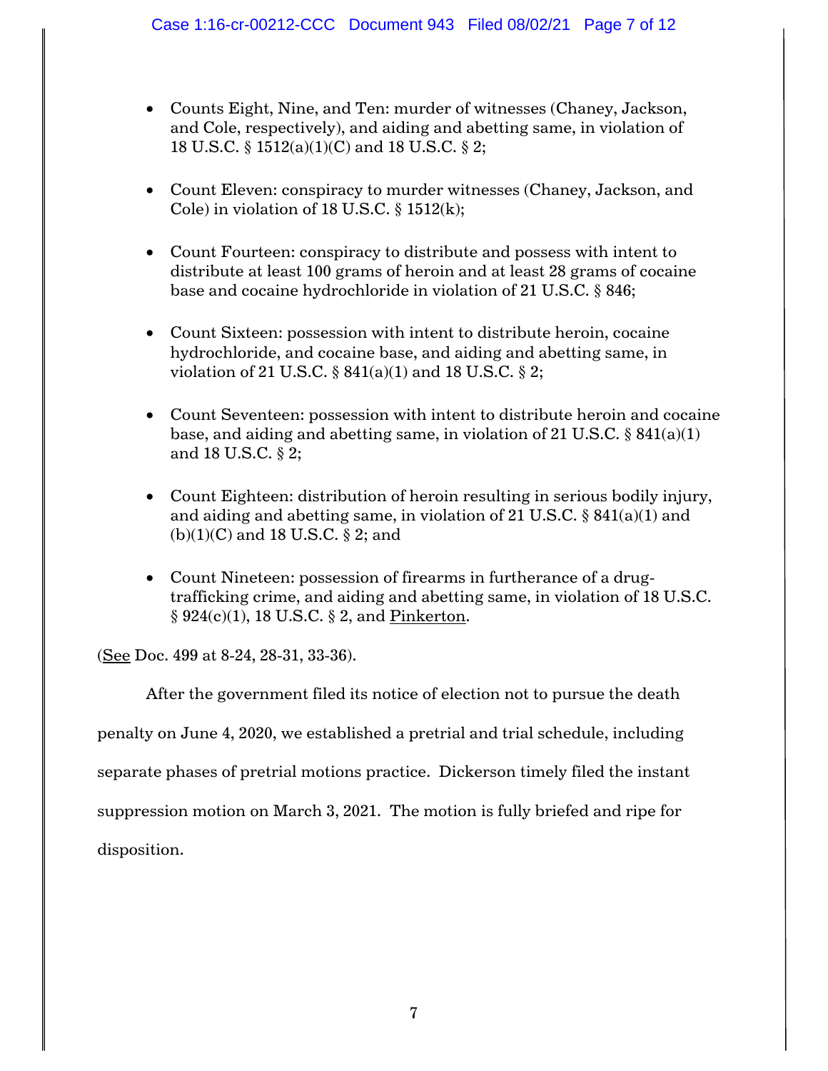- Counts Eight, Nine, and Ten: murder of witnesses (Chaney, Jackson, and Cole, respectively), and aiding and abetting same, in violation of 18 U.S.C. § 1512(a)(1)(C) and 18 U.S.C. § 2;

- Count Eleven: conspiracy to murder witnesses (Chaney, Jackson, and Cole) in violation of 18 U.S.C. § 1512(k);

- Count Fourteen: conspiracy to distribute and possess with intent to distribute at least 100 grams of heroin and at least 28 grams of cocaine base and cocaine hydrochloride in violation of 21 U.S.C. § 846;

- Count Sixteen: possession with intent to distribute heroin, cocaine hydrochloride, and cocaine base, and aiding and abetting same, in violation of 21 U.S.C. § 841(a)(1) and 18 U.S.C. § 2;

- Count Seventeen: possession with intent to distribute heroin and cocaine base, and aiding and abetting same, in violation of 21 U.S.C. § 841(a)(1) and 18 U.S.C. § 2;

- Count Eighteen: distribution of heroin resulting in serious bodily injury, and aiding and abetting same, in violation of 21 U.S.C. § 841(a)(1) and (b)(1)(C) and 18 U.S.C. § 2; and

- Count Nineteen: possession of firearms in furtherance of a drug-trafficking crime, and aiding and abetting same, in violation of 18 U.S.C. § 924(c)(1), 18 U.S.C. § 2, and Pinkerton.

(See Doc. 499 at 8-24, 28-31, 33-36).

After the government filed its notice of election not to pursue the death penalty on June 4, 2020, we established a pretrial and trial schedule, including separate phases of pretrial motions practice. Dickerson timely filed the instant suppression motion on March 3, 2021. The motion is fully briefed and ripe for disposition.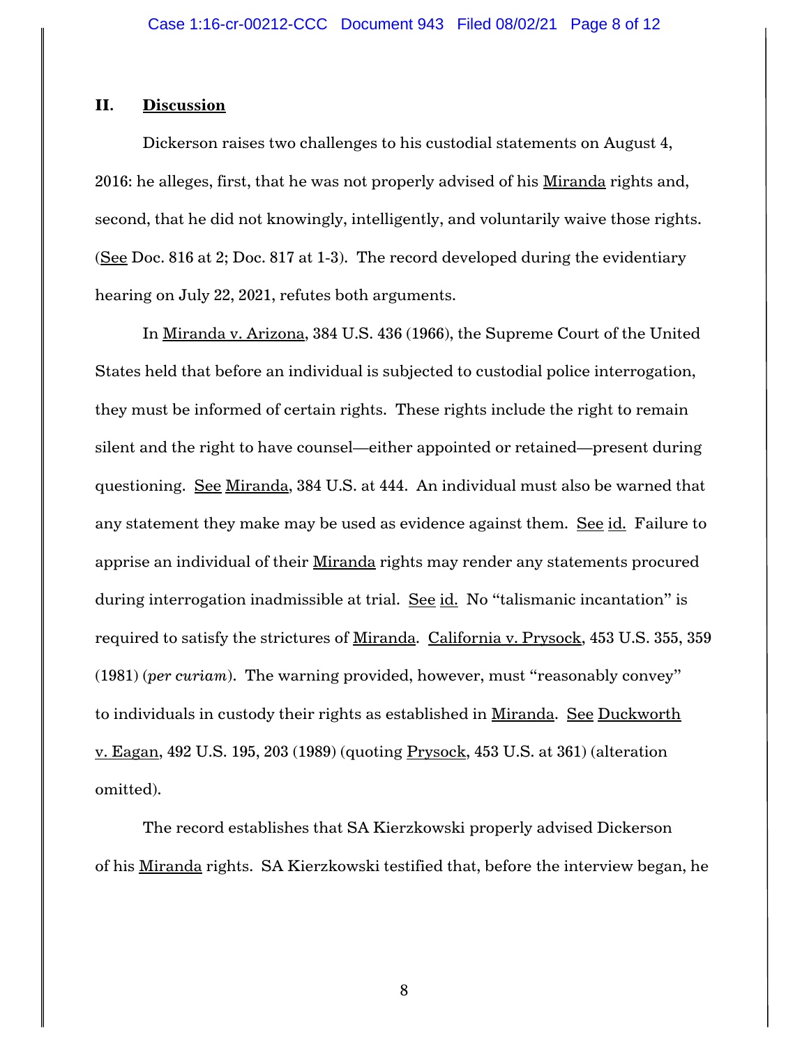## II. Discussion

Dickerson raises two challenges to his custodial statements on August 4, 2016: he alleges, first, that he was not properly advised of his Miranda rights and, second, that he did not knowingly, intelligently, and voluntarily waive those rights. (See Doc. 816 at 2; Doc. 817 at 1-3). The record developed during the evidentiary hearing on July 22, 2021, refutes both arguments.

In Miranda v. Arizona, 384 U.S. 436 (1966), the Supreme Court of the United States held that before an individual is subjected to custodial police interrogation, they must be informed of certain rights. These rights include the right to remain silent and the right to have counsel—either appointed or retained—present during questioning. See Miranda, 384 U.S. at 444. An individual must also be warned that any statement they make may be used as evidence against them. See id. Failure to apprise an individual of their Miranda rights may render any statements procured during interrogation inadmissible at trial. See id. No "talismanic incantation" is required to satisfy the strictures of Miranda. California v. Prysock, 453 U.S. 355, 359 (1981) (*per curiam*). The warning provided, however, must "reasonably convey" to individuals in custody their rights as established in Miranda. See Duckworth v. Eagan, 492 U.S. 195, 203 (1989) (quoting Prysock, 453 U.S. at 361) (alteration omitted).

The record establishes that SA Kierzkowski properly advised Dickerson of his Miranda rights. SA Kierzkowski testified that, before the interview began, he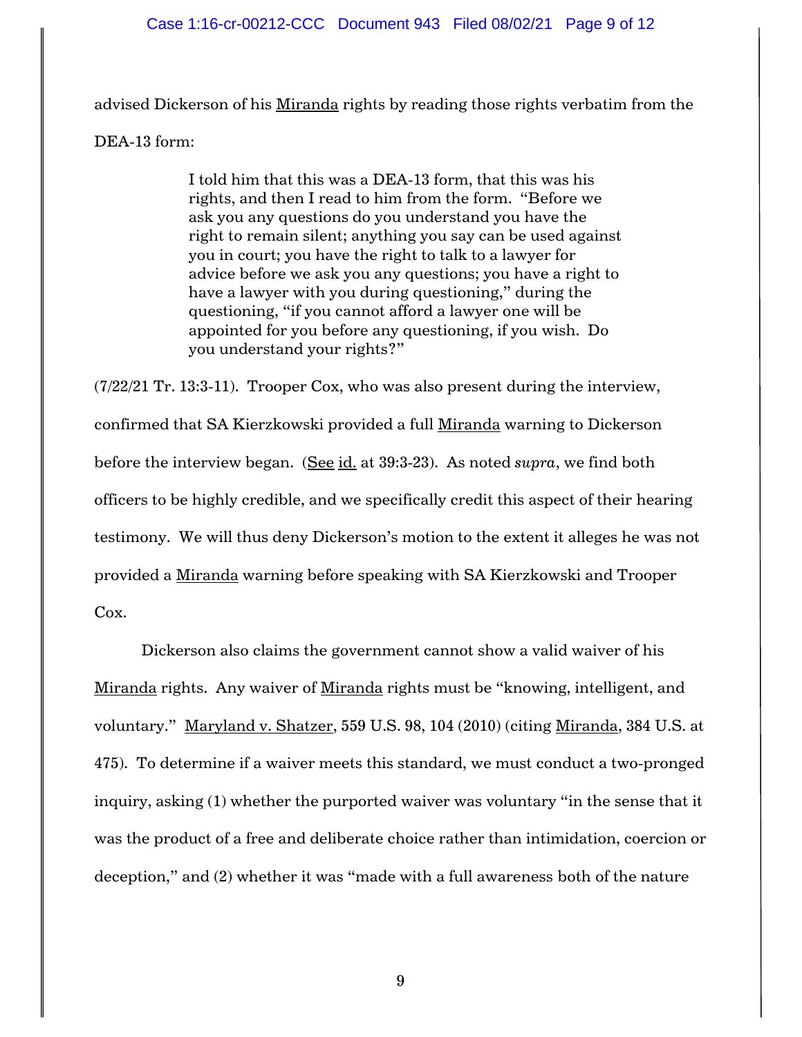advised Dickerson of his Miranda rights by reading those rights verbatim from the DEA-13 form:

> I told him that this was a DEA-13 form, that this was his rights, and then I read to him from the form. "Before we ask you any questions do you understand you have the right to remain silent; anything you say can be used against you in court; you have the right to talk to a lawyer for advice before we ask you any questions; you have a right to have a lawyer with you during questioning," during the questioning, "if you cannot afford a lawyer one will be appointed for you before any questioning, if you wish. Do you understand your rights?"

(7/22/21 Tr. 13:3-11). Trooper Cox, who was also present during the interview, confirmed that SA Kierzkowski provided a full Miranda warning to Dickerson before the interview began. (See id. at 39:3-23). As noted *supra*, we find both officers to be highly credible, and we specifically credit this aspect of their hearing testimony. We will thus deny Dickerson's motion to the extent it alleges he was not provided a Miranda warning before speaking with SA Kierzkowski and Trooper Cox.

Dickerson also claims the government cannot show a valid waiver of his Miranda rights. Any waiver of Miranda rights must be "knowing, intelligent, and voluntary." Maryland v. Shatzer, 559 U.S. 98, 104 (2010) (citing Miranda, 384 U.S. at 475). To determine if a waiver meets this standard, we must conduct a two-pronged inquiry, asking (1) whether the purported waiver was voluntary "in the sense that it was the product of a free and deliberate choice rather than intimidation, coercion or deception," and (2) whether it was "made with a full awareness both of the nature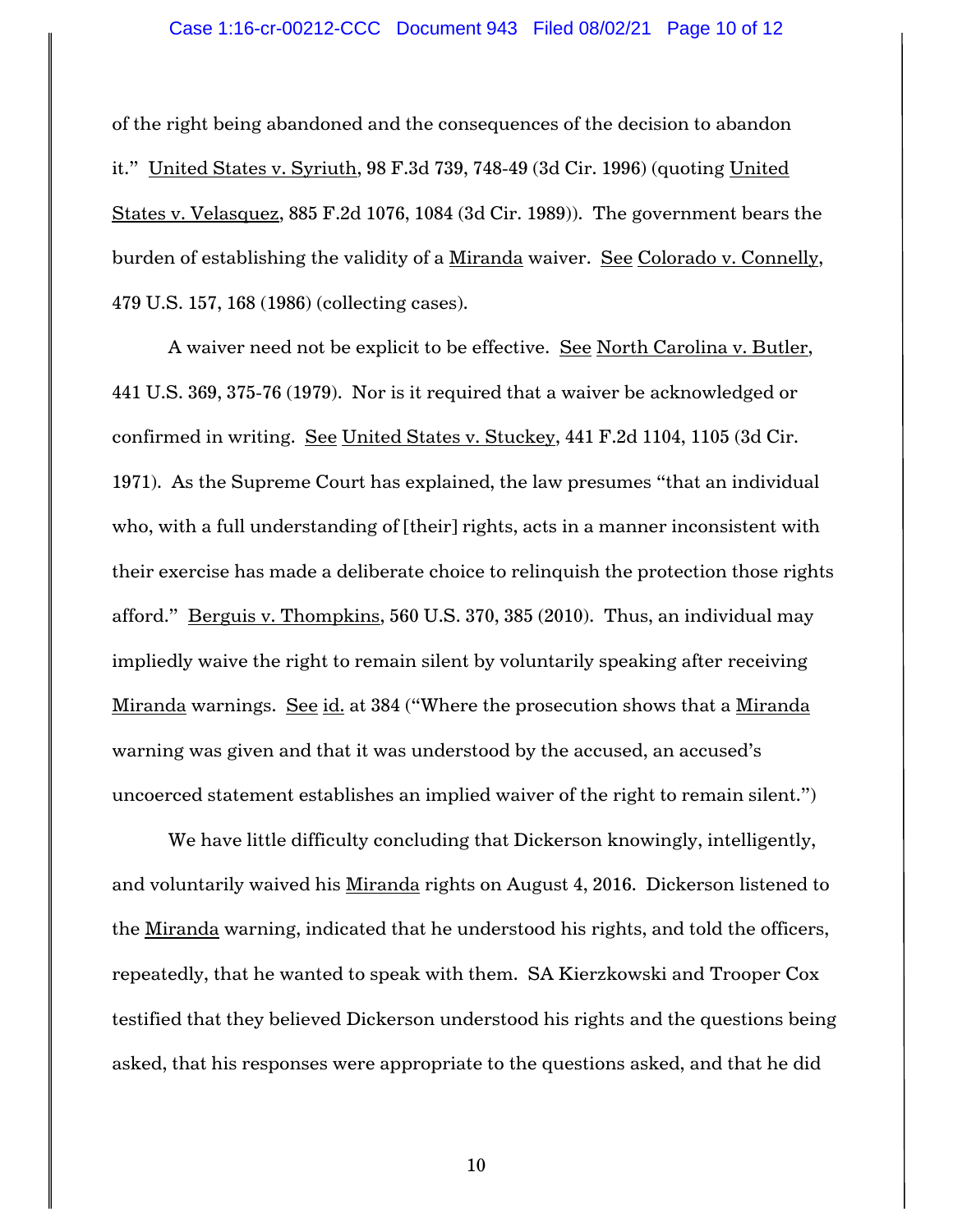of the right being abandoned and the consequences of the decision to abandon it." United States v. Syriuth, 98 F.3d 739, 748-49 (3d Cir. 1996) (quoting United States v. Velasquez, 885 F.2d 1076, 1084 (3d Cir. 1989)). The government bears the burden of establishing the validity of a Miranda waiver. See Colorado v. Connelly, 479 U.S. 157, 168 (1986) (collecting cases).

A waiver need not be explicit to be effective. See North Carolina v. Butler, 441 U.S. 369, 375-76 (1979). Nor is it required that a waiver be acknowledged or confirmed in writing. See United States v. Stuckey, 441 F.2d 1104, 1105 (3d Cir. 1971). As the Supreme Court has explained, the law presumes "that an individual who, with a full understanding of [their] rights, acts in a manner inconsistent with their exercise has made a deliberate choice to relinquish the protection those rights afford." Berguis v. Thompkins, 560 U.S. 370, 385 (2010). Thus, an individual may impliedly waive the right to remain silent by voluntarily speaking after receiving Miranda warnings. See id. at 384 ("Where the prosecution shows that a Miranda warning was given and that it was understood by the accused, an accused's uncoerced statement establishes an implied waiver of the right to remain silent.")

We have little difficulty concluding that Dickerson knowingly, intelligently, and voluntarily waived his Miranda rights on August 4, 2016. Dickerson listened to the Miranda warning, indicated that he understood his rights, and told the officers, repeatedly, that he wanted to speak with them. SA Kierzkowski and Trooper Cox testified that they believed Dickerson understood his rights and the questions being asked, that his responses were appropriate to the questions asked, and that he did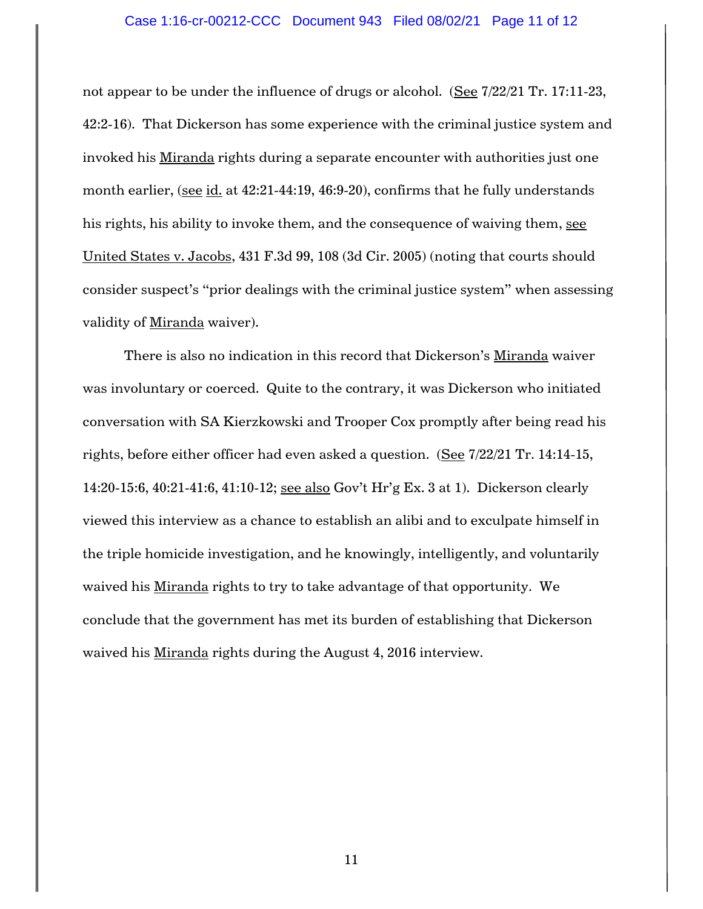not appear to be under the influence of drugs or alcohol. (See 7/22/21 Tr. 17:11-23, 42:2-16). That Dickerson has some experience with the criminal justice system and invoked his Miranda rights during a separate encounter with authorities just one month earlier, (see id. at 42:21-44:19, 46:9-20), confirms that he fully understands his rights, his ability to invoke them, and the consequence of waiving them, see United States v. Jacobs, 431 F.3d 99, 108 (3d Cir. 2005) (noting that courts should consider suspect's "prior dealings with the criminal justice system" when assessing validity of Miranda waiver).

There is also no indication in this record that Dickerson's Miranda waiver was involuntary or coerced. Quite to the contrary, it was Dickerson who initiated conversation with SA Kierzkowski and Trooper Cox promptly after being read his rights, before either officer had even asked a question. (See 7/22/21 Tr. 14:14-15, 14:20-15:6, 40:21-41:6, 41:10-12; see also Gov't Hr'g Ex. 3 at 1). Dickerson clearly viewed this interview as a chance to establish an alibi and to exculpate himself in the triple homicide investigation, and he knowingly, intelligently, and voluntarily waived his Miranda rights to try to take advantage of that opportunity. We conclude that the government has met its burden of establishing that Dickerson waived his Miranda rights during the August 4, 2016 interview.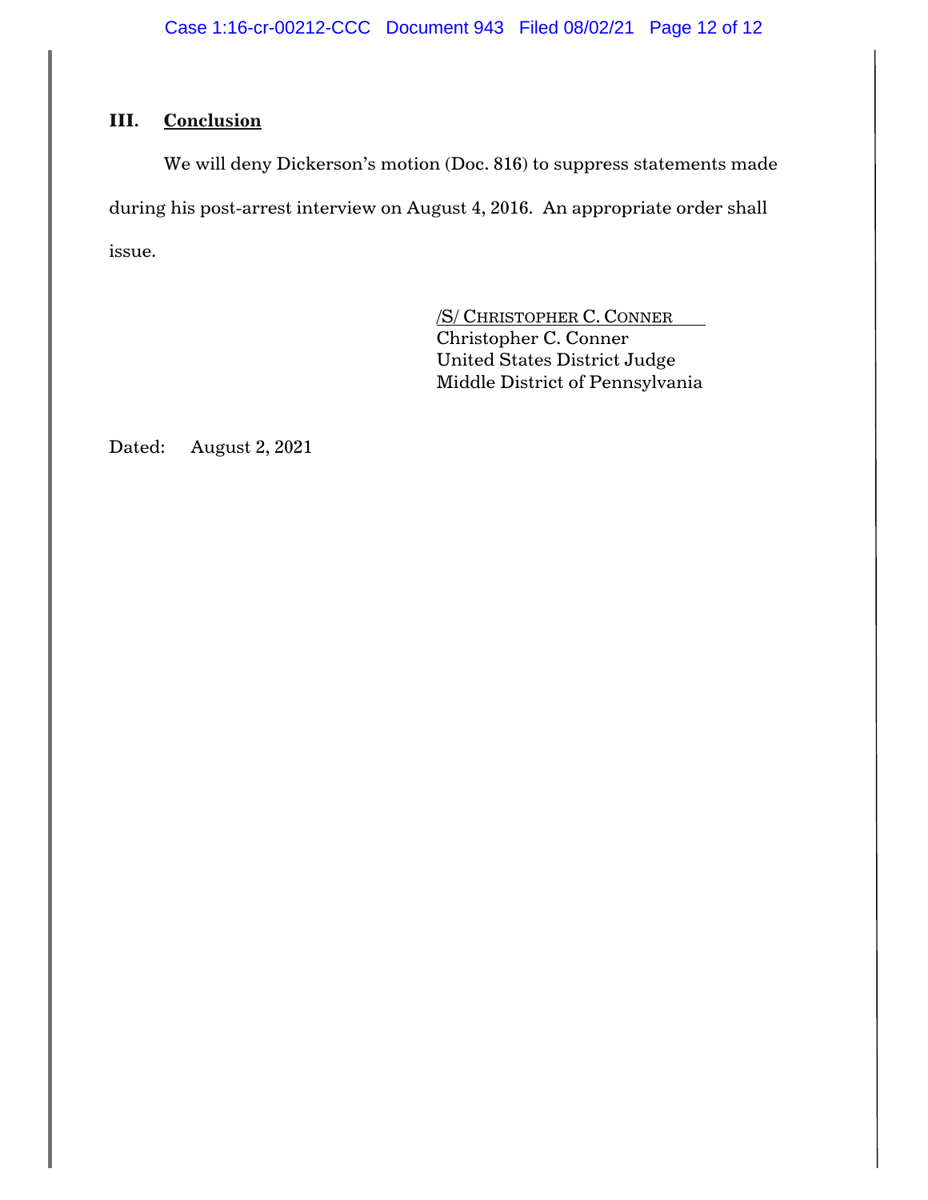## III. Conclusion

We will deny Dickerson's motion (Doc. 816) to suppress statements made during his post-arrest interview on August 4, 2016. An appropriate order shall issue.

/S/ CHRISTOPHER C. CONNER
Christopher C. Conner
United States District Judge
Middle District of Pennsylvania

Dated: August 2, 2021